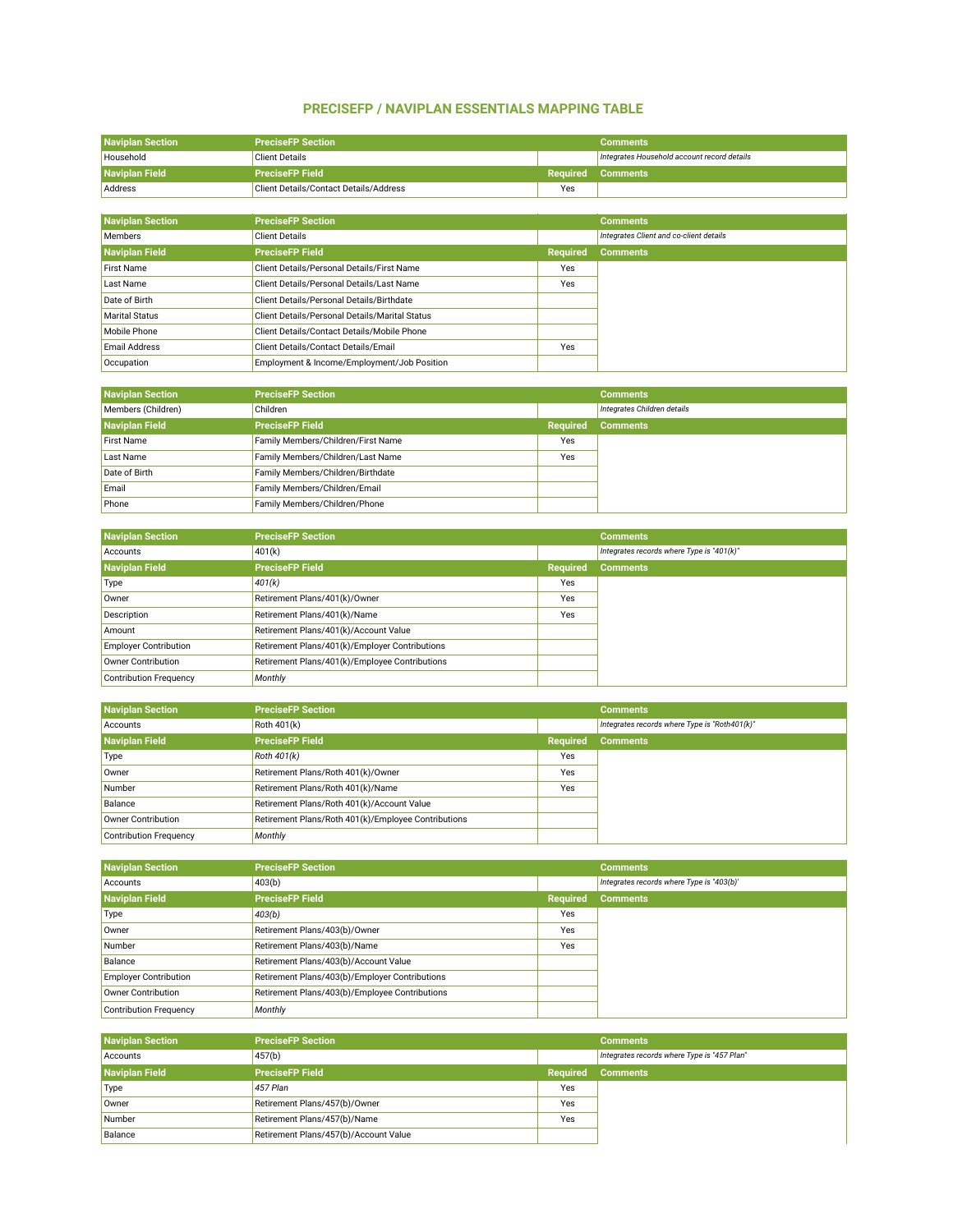# PRECISEFP / NAVIPLAN ESSENTIALS MAPPING TABLE

| Naviplan Section | PreciseFP Section | | Comments |
|---|---|---|---|
| Household | Client Details | | *Integrates Household account record details* |
| **Naviplan Field** | **PreciseFP Field** | **Required** | **Comments** |
| Address | Client Details/Contact Details/Address | Yes | |

| Naviplan Section | PreciseFP Section | | Comments |
|---|---|---|---|
| Members | Client Details | | *Integrates Client and co-client details* |
| **Naviplan Field** | **PreciseFP Field** | **Required** | **Comments** |
| First Name | Client Details/Personal Details/First Name | Yes | |
| Last Name | Client Details/Personal Details/Last Name | Yes | |
| Date of Birth | Client Details/Personal Details/Birthdate | | |
| Marital Status | Client Details/Personal Details/Marital Status | | |
| Mobile Phone | Client Details/Contact Details/Mobile Phone | | |
| Email Address | Client Details/Contact Details/Email | Yes | |
| Occupation | Employment & Income/Employment/Job Position | | |

| Naviplan Section | PreciseFP Section | | Comments |
|---|---|---|---|
| Members (Children) | Children | | *Integrates Children details* |
| **Naviplan Field** | **PreciseFP Field** | **Required** | **Comments** |
| First Name | Family Members/Children/First Name | Yes | |
| Last Name | Family Members/Children/Last Name | Yes | |
| Date of Birth | Family Members/Children/Birthdate | | |
| Email | Family Members/Children/Email | | |
| Phone | Family Members/Children/Phone | | |

| Naviplan Section | PreciseFP Section | | Comments |
|---|---|---|---|
| Accounts | 401(k) | | *Integrates records where Type is "401(k)"* |
| **Naviplan Field** | **PreciseFP Field** | **Required** | **Comments** |
| Type | *401(k)* | Yes | |
| Owner | Retirement Plans/401(k)/Owner | Yes | |
| Description | Retirement Plans/401(k)/Name | Yes | |
| Amount | Retirement Plans/401(k)/Account Value | | |
| Employer Contribution | Retirement Plans/401(k)/Employer Contributions | | |
| Owner Contribution | Retirement Plans/401(k)/Employee Contributions | | |
| Contribution Frequency | *Monthly* | | |

| Naviplan Section | PreciseFP Section | | Comments |
|---|---|---|---|
| Accounts | Roth 401(k) | | *Integrates records where Type is "Roth401(k)"* |
| **Naviplan Field** | **PreciseFP Field** | **Required** | **Comments** |
| Type | *Roth 401(k)* | Yes | |
| Owner | Retirement Plans/Roth 401(k)/Owner | Yes | |
| Number | Retirement Plans/Roth 401(k)/Name | Yes | |
| Balance | Retirement Plans/Roth 401(k)/Account Value | | |
| Owner Contribution | Retirement Plans/Roth 401(k)/Employee Contributions | | |
| Contribution Frequency | *Monthly* | | |

| Naviplan Section | PreciseFP Section | | Comments |
|---|---|---|---|
| Accounts | 403(b) | | *Integrates records where Type is "403(b)"* |
| **Naviplan Field** | **PreciseFP Field** | **Required** | **Comments** |
| Type | *403(b)* | Yes | |
| Owner | Retirement Plans/403(b)/Owner | Yes | |
| Number | Retirement Plans/403(b)/Name | Yes | |
| Balance | Retirement Plans/403(b)/Account Value | | |
| Employer Contribution | Retirement Plans/403(b)/Employer Contributions | | |
| Owner Contribution | Retirement Plans/403(b)/Employee Contributions | | |
| Contribution Frequency | *Monthly* | | |

| Naviplan Section | PreciseFP Section | | Comments |
|---|---|---|---|
| Accounts | 457(b) | | *Integrates records where Type is "457 Plan"* |
| **Naviplan Field** | **PreciseFP Field** | **Required** | **Comments** |
| Type | *457 Plan* | Yes | |
| Owner | Retirement Plans/457(b)/Owner | Yes | |
| Number | Retirement Plans/457(b)/Name | Yes | |
| Balance | Retirement Plans/457(b)/Account Value | | |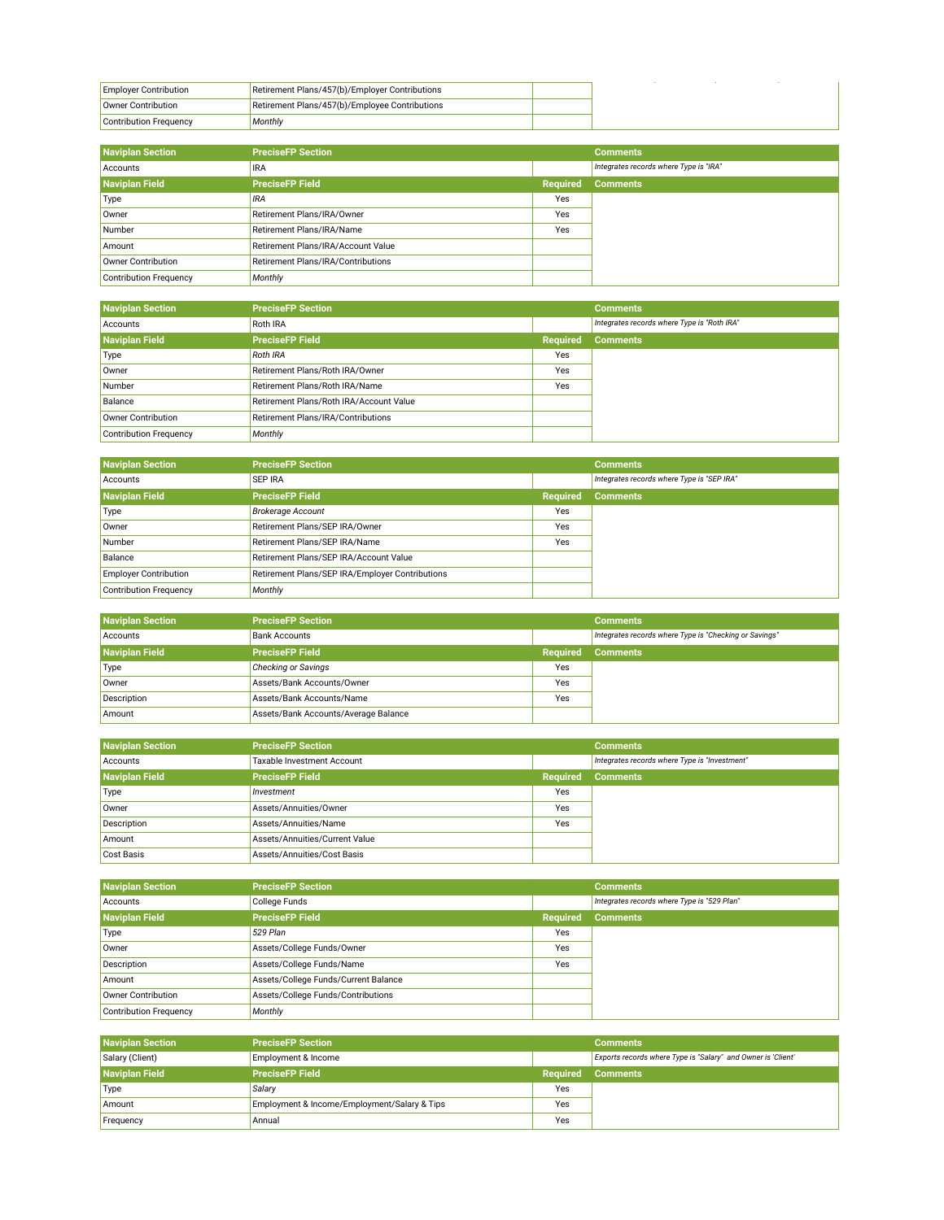| | | | |
|---|---|---|---|
| Employer Contribution | Retirement Plans/457(b)/Employer Contributions | | |
| Owner Contribution | Retirement Plans/457(b)/Employee Contributions | | |
| Contribution Frequency | *Monthly* | | |

| Naviplan Section | PreciseFP Section | | Comments |
|---|---|---|---|
| Accounts | IRA | | *Integrates records where Type is "IRA"* |
| **Naviplan Field** | **PreciseFP Field** | **Required** | **Comments** |
| Type | *IRA* | Yes | |
| Owner | Retirement Plans/IRA/Owner | Yes | |
| Number | Retirement Plans/IRA/Name | Yes | |
| Amount | Retirement Plans/IRA/Account Value | | |
| Owner Contribution | Retirement Plans/IRA/Contributions | | |
| Contribution Frequency | *Monthly* | | |

| Naviplan Section | PreciseFP Section | | Comments |
|---|---|---|---|
| Accounts | Roth IRA | | *Integrates records where Type is "Roth IRA"* |
| **Naviplan Field** | **PreciseFP Field** | **Required** | **Comments** |
| Type | *Roth IRA* | Yes | |
| Owner | Retirement Plans/Roth IRA/Owner | Yes | |
| Number | Retirement Plans/Roth IRA/Name | Yes | |
| Balance | Retirement Plans/Roth IRA/Account Value | | |
| Owner Contribution | Retirement Plans/IRA/Contributions | | |
| Contribution Frequency | *Monthly* | | |

| Naviplan Section | PreciseFP Section | | Comments |
|---|---|---|---|
| Accounts | SEP IRA | | *Integrates records where Type is "SEP IRA"* |
| **Naviplan Field** | **PreciseFP Field** | **Required** | **Comments** |
| Type | *Brokerage Account* | Yes | |
| Owner | Retirement Plans/SEP IRA/Owner | Yes | |
| Number | Retirement Plans/SEP IRA/Name | Yes | |
| Balance | Retirement Plans/SEP IRA/Account Value | | |
| Employer Contribution | Retirement Plans/SEP IRA/Employer Contributions | | |
| Contribution Frequency | *Monthly* | | |

| Naviplan Section | PreciseFP Section | | Comments |
|---|---|---|---|
| Accounts | Bank Accounts | | *Integrates records where Type is "Checking or Savings"* |
| **Naviplan Field** | **PreciseFP Field** | **Required** | **Comments** |
| Type | *Checking or Savings* | Yes | |
| Owner | Assets/Bank Accounts/Owner | Yes | |
| Description | Assets/Bank Accounts/Name | Yes | |
| Amount | Assets/Bank Accounts/Average Balance | | |

| Naviplan Section | PreciseFP Section | | Comments |
|---|---|---|---|
| Accounts | Taxable Investment Account | | *Integrates records where Type is "Investment"* |
| **Naviplan Field** | **PreciseFP Field** | **Required** | **Comments** |
| Type | *Investment* | Yes | |
| Owner | Assets/Annuities/Owner | Yes | |
| Description | Assets/Annuities/Name | Yes | |
| Amount | Assets/Annuities/Current Value | | |
| Cost Basis | Assets/Annuities/Cost Basis | | |

| Naviplan Section | PreciseFP Section | | Comments |
|---|---|---|---|
| Accounts | College Funds | | *Integrates records where Type is "529 Plan"* |
| **Naviplan Field** | **PreciseFP Field** | **Required** | **Comments** |
| Type | *529 Plan* | Yes | |
| Owner | Assets/College Funds/Owner | Yes | |
| Description | Assets/College Funds/Name | Yes | |
| Amount | Assets/College Funds/Current Balance | | |
| Owner Contribution | Assets/College Funds/Contributions | | |
| Contribution Frequency | *Monthly* | | |

| Naviplan Section | PreciseFP Section | | Comments |
|---|---|---|---|
| Salary (Client) | Employment & Income | | *Exports records where Type is "Salary" and Owner is 'Client'* |
| **Naviplan Field** | **PreciseFP Field** | **Required** | **Comments** |
| Type | *Salary* | Yes | |
| Amount | Employment & Income/Employment/Salary & Tips | Yes | |
| Frequency | Annual | Yes | |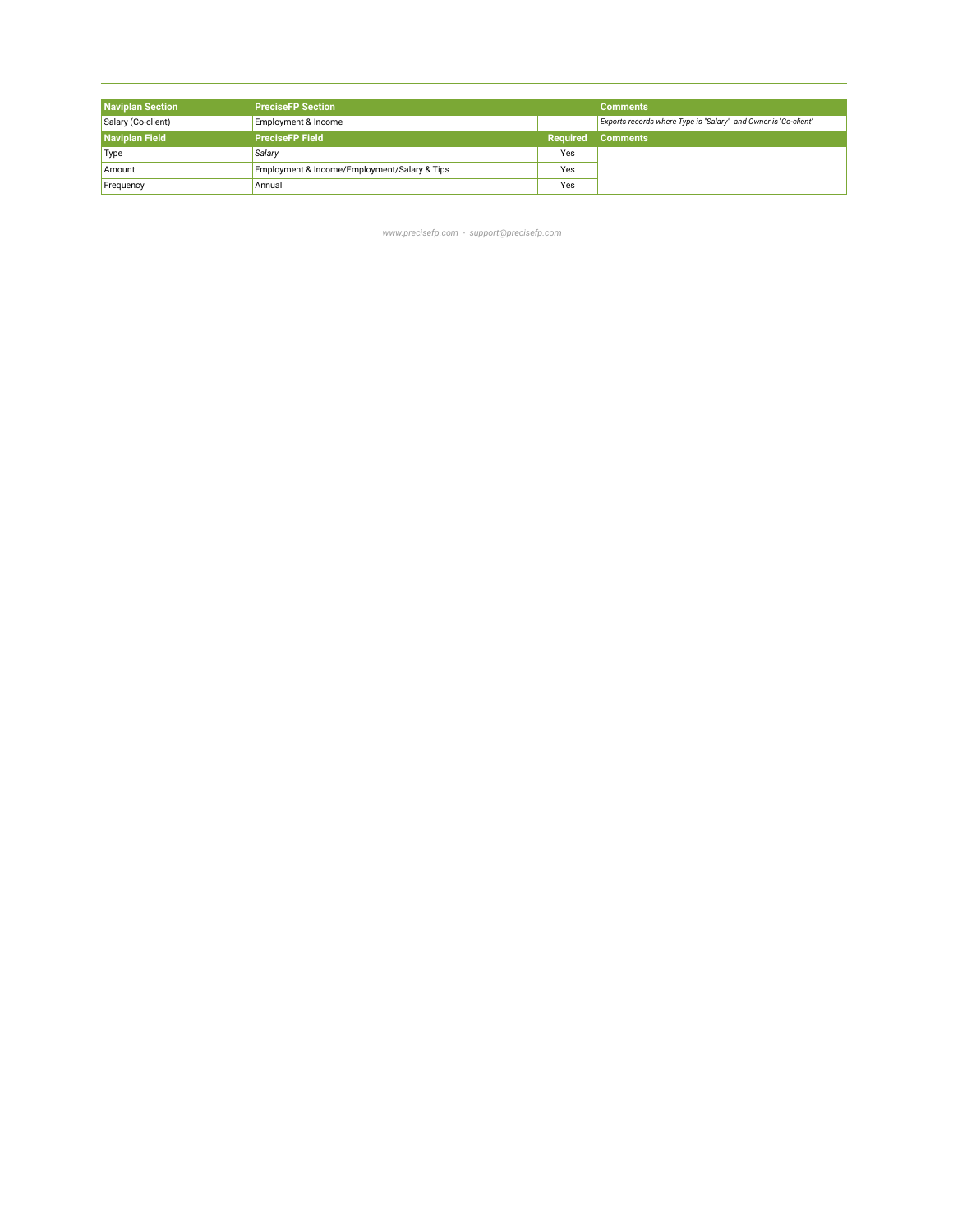| Naviplan Section | PreciseFP Section | | Comments |
| --- | --- | --- | --- |
| Salary (Co-client) | Employment & Income | | *Exports records where Type is "Salary" and Owner is 'Co-client'* |
| **Naviplan Field** | **PreciseFP Field** | **Required** | **Comments** |
| Type | *Salary* | Yes | |
| Amount | Employment & Income/Employment/Salary & Tips | Yes | |
| Frequency | Annual | Yes | |

*www.precisefp.com - support@precisefp.com*